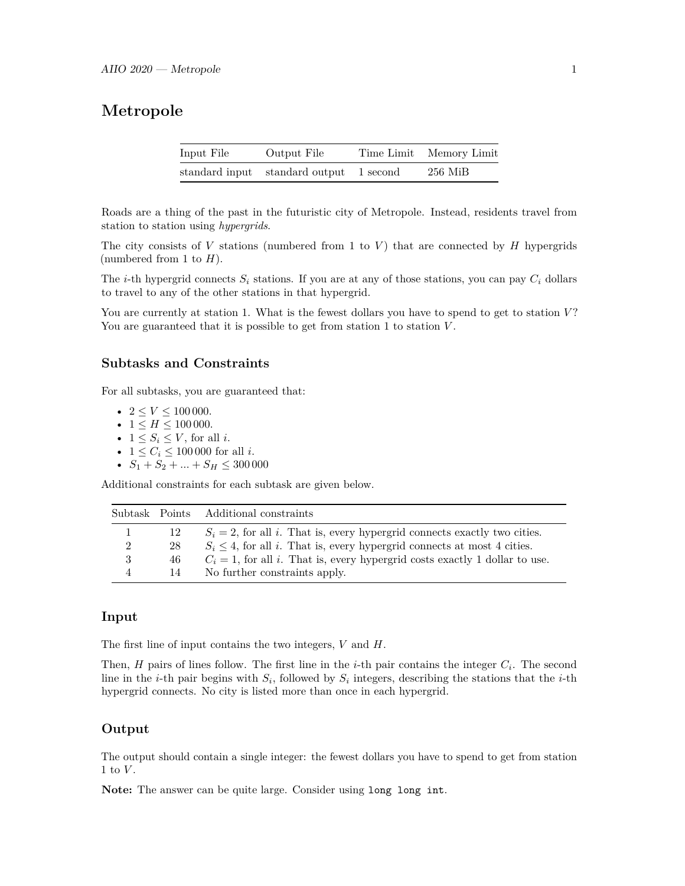# Metropole

| Input File | Output File | Time Limit | Memory Limit |
|---|---|---|---|
| standard input | standard output | 1 second | 256 MiB |

Roads are a thing of the past in the futuristic city of Metropole. Instead, residents travel from station to station using *hypergrids*.

The city consists of $V$ stations (numbered from 1 to $V$) that are connected by $H$ hypergrids (numbered from 1 to $H$).

The $i$-th hypergrid connects $S_i$ stations. If you are at any of those stations, you can pay $C_i$ dollars to travel to any of the other stations in that hypergrid.

You are currently at station 1. What is the fewest dollars you have to spend to get to station $V$? You are guaranteed that it is possible to get from station 1 to station $V$.

## Subtasks and Constraints

For all subtasks, you are guaranteed that:

- $2 \leq V \leq 100\,000$.
- $1 \leq H \leq 100\,000$.
- $1 \leq S_i \leq V$, for all $i$.
- $1 \leq C_i \leq 100\,000$ for all $i$.
- $S_1 + S_2 + ... + S_H \leq 300\,000$

Additional constraints for each subtask are given below.

| Subtask | Points | Additional constraints |
|---|---|---|
| 1 | 12 | $S_i = 2$, for all $i$. That is, every hypergrid connects exactly two cities. |
| 2 | 28 | $S_i \leq 4$, for all $i$. That is, every hypergrid connects at most 4 cities. |
| 3 | 46 | $C_i = 1$, for all $i$. That is, every hypergrid costs exactly 1 dollar to use. |
| 4 | 14 | No further constraints apply. |

## Input

The first line of input contains the two integers, $V$ and $H$.

Then, $H$ pairs of lines follow. The first line in the $i$-th pair contains the integer $C_i$. The second line in the $i$-th pair begins with $S_i$, followed by $S_i$ integers, describing the stations that the $i$-th hypergrid connects. No city is listed more than once in each hypergrid.

## Output

The output should contain a single integer: the fewest dollars you have to spend to get from station 1 to $V$.

**Note:** The answer can be quite large. Consider using `long long int`.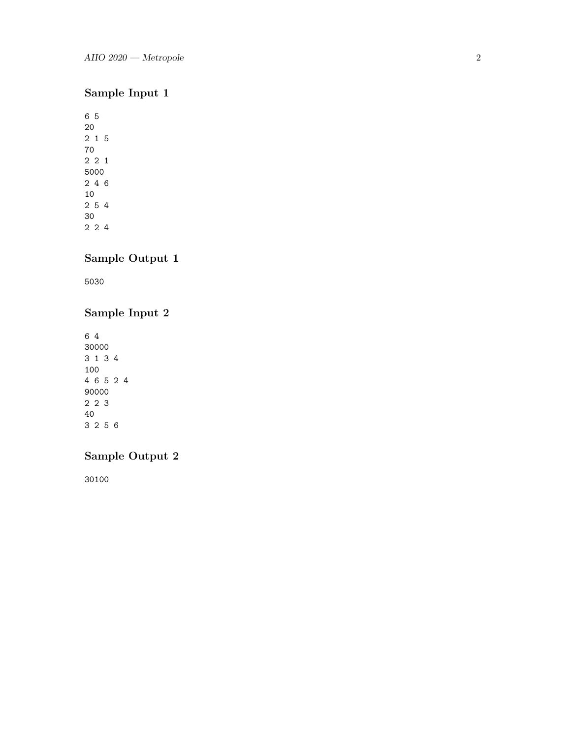## Sample Input 1

```
6 5
20
2 1 5
70
2 2 1
5000
2 4 6
10
2 5 4
30
2 2 4
```

## Sample Output 1

```
5030
```

## Sample Input 2

```
6 4
30000
3 1 3 4
100
4 6 5 2 4
90000
2 2 3
40
3 2 5 6
```

## Sample Output 2

```
30100
```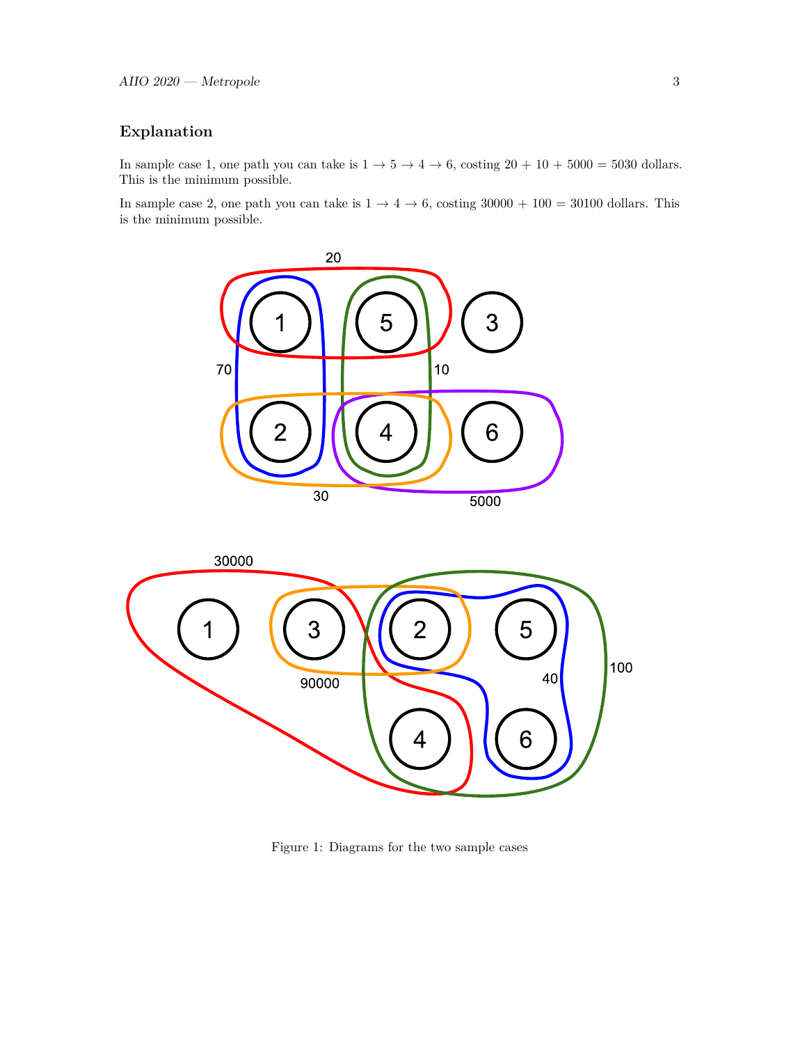### Explanation

In sample case 1, one path you can take is $1 \to 5 \to 4 \to 6$, costing $20 + 10 + 5000 = 5030$ dollars. This is the minimum possible.

In sample case 2, one path you can take is $1 \to 4 \to 6$, costing $30000 + 100 = 30100$ dollars. This is the minimum possible.

20
70
10
30
5000
1
5
3
2
4
6

30000
90000
40
100
1
3
2
5
4
6

Figure 1: Diagrams for the two sample cases